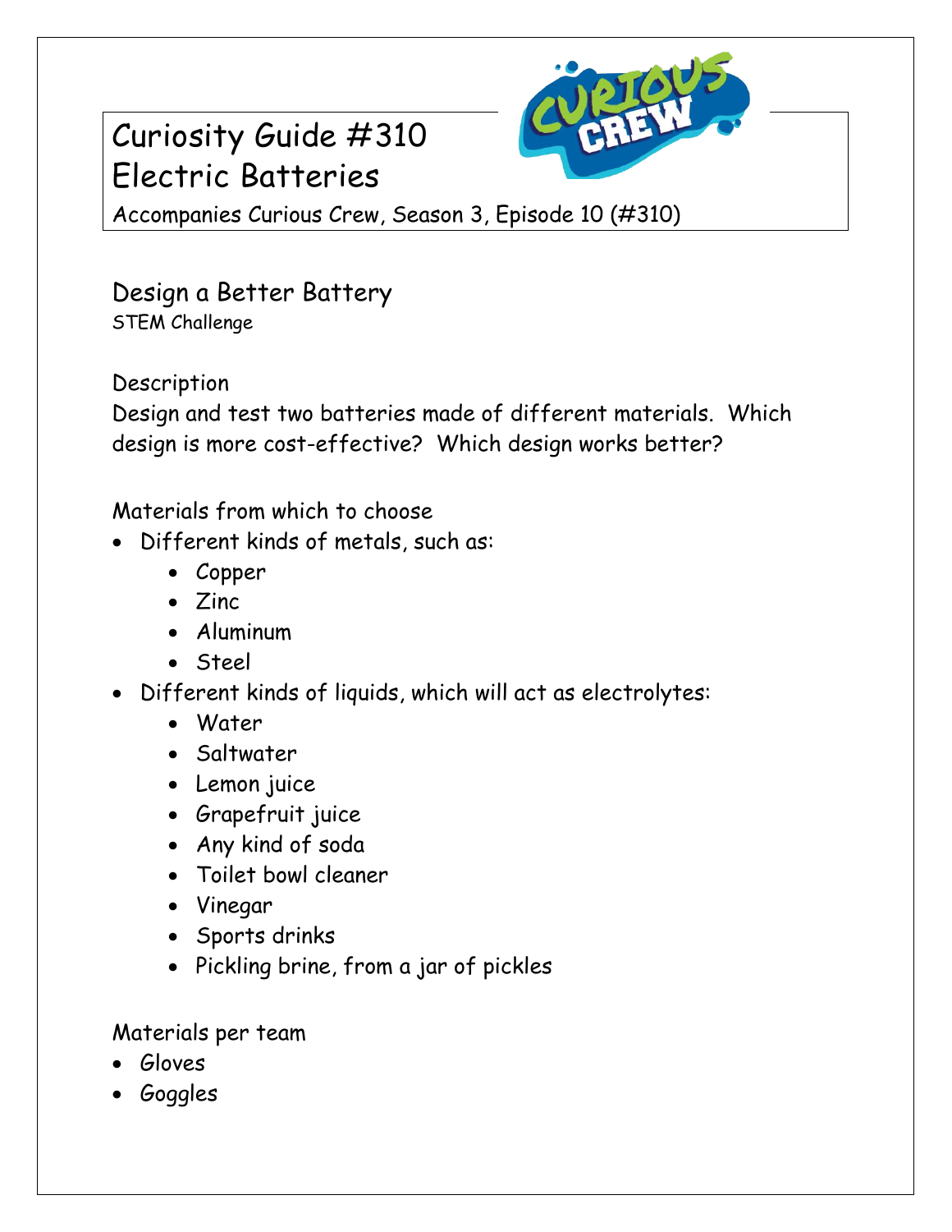# Curiosity Guide #310
# Electric Batteries

Accompanies Curious Crew, Season 3, Episode 10 (#310)

## Design a Better Battery

STEM Challenge

### Description

Design and test two batteries made of different materials. Which design is more cost-effective? Which design works better?

### Materials from which to choose

- Different kinds of metals, such as:
    - Copper
    - Zinc
    - Aluminum
    - Steel
- Different kinds of liquids, which will act as electrolytes:
    - Water
    - Saltwater
    - Lemon juice
    - Grapefruit juice
    - Any kind of soda
    - Toilet bowl cleaner
    - Vinegar
    - Sports drinks
    - Pickling brine, from a jar of pickles

### Materials per team

- Gloves
- Goggles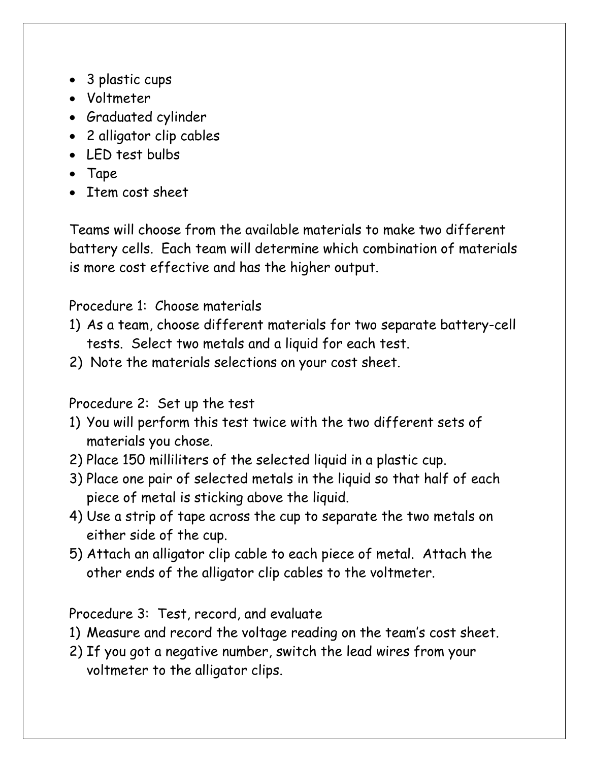- 3 plastic cups
- Voltmeter
- Graduated cylinder
- 2 alligator clip cables
- LED test bulbs
- Tape
- Item cost sheet

Teams will choose from the available materials to make two different battery cells. Each team will determine which combination of materials is more cost effective and has the higher output.

Procedure 1: Choose materials

1) As a team, choose different materials for two separate battery-cell tests. Select two metals and a liquid for each test.
2) Note the materials selections on your cost sheet.

Procedure 2: Set up the test

1) You will perform this test twice with the two different sets of materials you chose.
2) Place 150 milliliters of the selected liquid in a plastic cup.
3) Place one pair of selected metals in the liquid so that half of each piece of metal is sticking above the liquid.
4) Use a strip of tape across the cup to separate the two metals on either side of the cup.
5) Attach an alligator clip cable to each piece of metal. Attach the other ends of the alligator clip cables to the voltmeter.

Procedure 3: Test, record, and evaluate

1) Measure and record the voltage reading on the team's cost sheet.
2) If you got a negative number, switch the lead wires from your voltmeter to the alligator clips.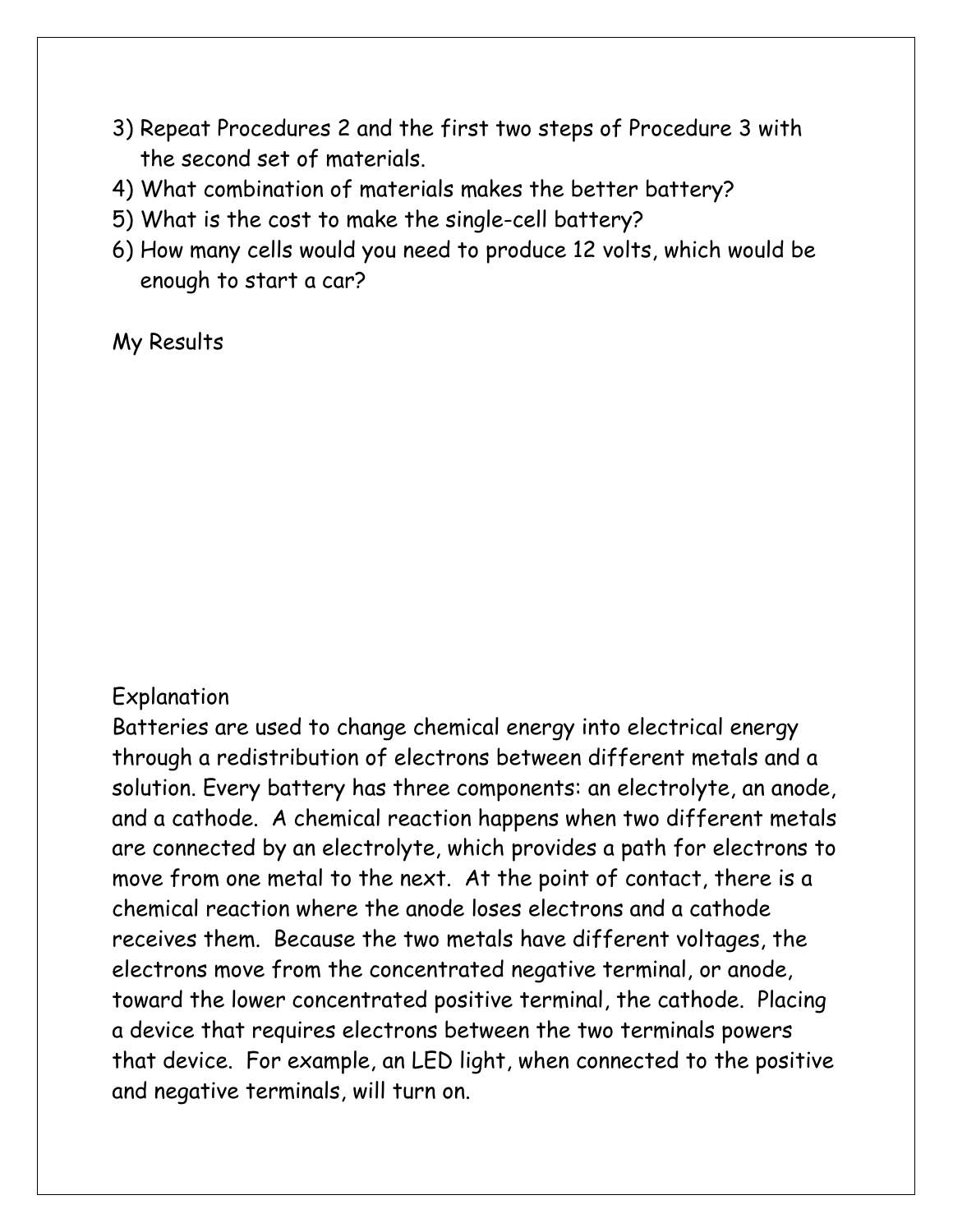3) Repeat Procedures 2 and the first two steps of Procedure 3 with the second set of materials.
4) What combination of materials makes the better battery?
5) What is the cost to make the single-cell battery?
6) How many cells would you need to produce 12 volts, which would be enough to start a car?

## My Results

## Explanation

Batteries are used to change chemical energy into electrical energy through a redistribution of electrons between different metals and a solution. Every battery has three components: an electrolyte, an anode, and a cathode. A chemical reaction happens when two different metals are connected by an electrolyte, which provides a path for electrons to move from one metal to the next. At the point of contact, there is a chemical reaction where the anode loses electrons and a cathode receives them. Because the two metals have different voltages, the electrons move from the concentrated negative terminal, or anode, toward the lower concentrated positive terminal, the cathode. Placing a device that requires electrons between the two terminals powers that device. For example, an LED light, when connected to the positive and negative terminals, will turn on.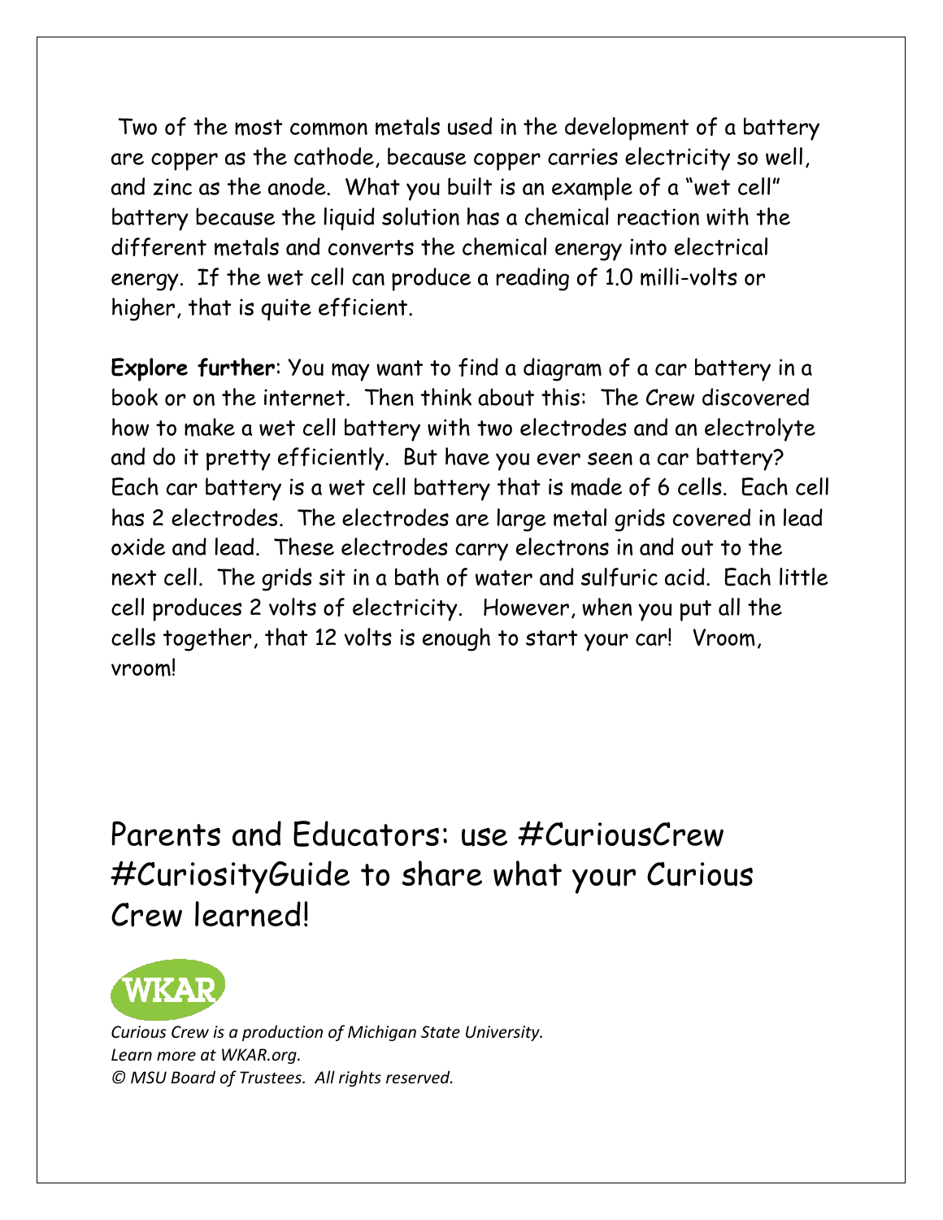Two of the most common metals used in the development of a battery are copper as the cathode, because copper carries electricity so well, and zinc as the anode. What you built is an example of a "wet cell" battery because the liquid solution has a chemical reaction with the different metals and converts the chemical energy into electrical energy. If the wet cell can produce a reading of 1.0 milli-volts or higher, that is quite efficient.

**Explore further**: You may want to find a diagram of a car battery in a book or on the internet. Then think about this: The Crew discovered how to make a wet cell battery with two electrodes and an electrolyte and do it pretty efficiently. But have you ever seen a car battery? Each car battery is a wet cell battery that is made of 6 cells. Each cell has 2 electrodes. The electrodes are large metal grids covered in lead oxide and lead. These electrodes carry electrons in and out to the next cell. The grids sit in a bath of water and sulfuric acid. Each little cell produces 2 volts of electricity. However, when you put all the cells together, that 12 volts is enough to start your car! Vroom, vroom!

## Parents and Educators: use #CuriousCrew #CuriosityGuide to share what your Curious Crew learned!

WKAR

*Curious Crew is a production of Michigan State University.*
*Learn more at WKAR.org.*
*© MSU Board of Trustees. All rights reserved.*